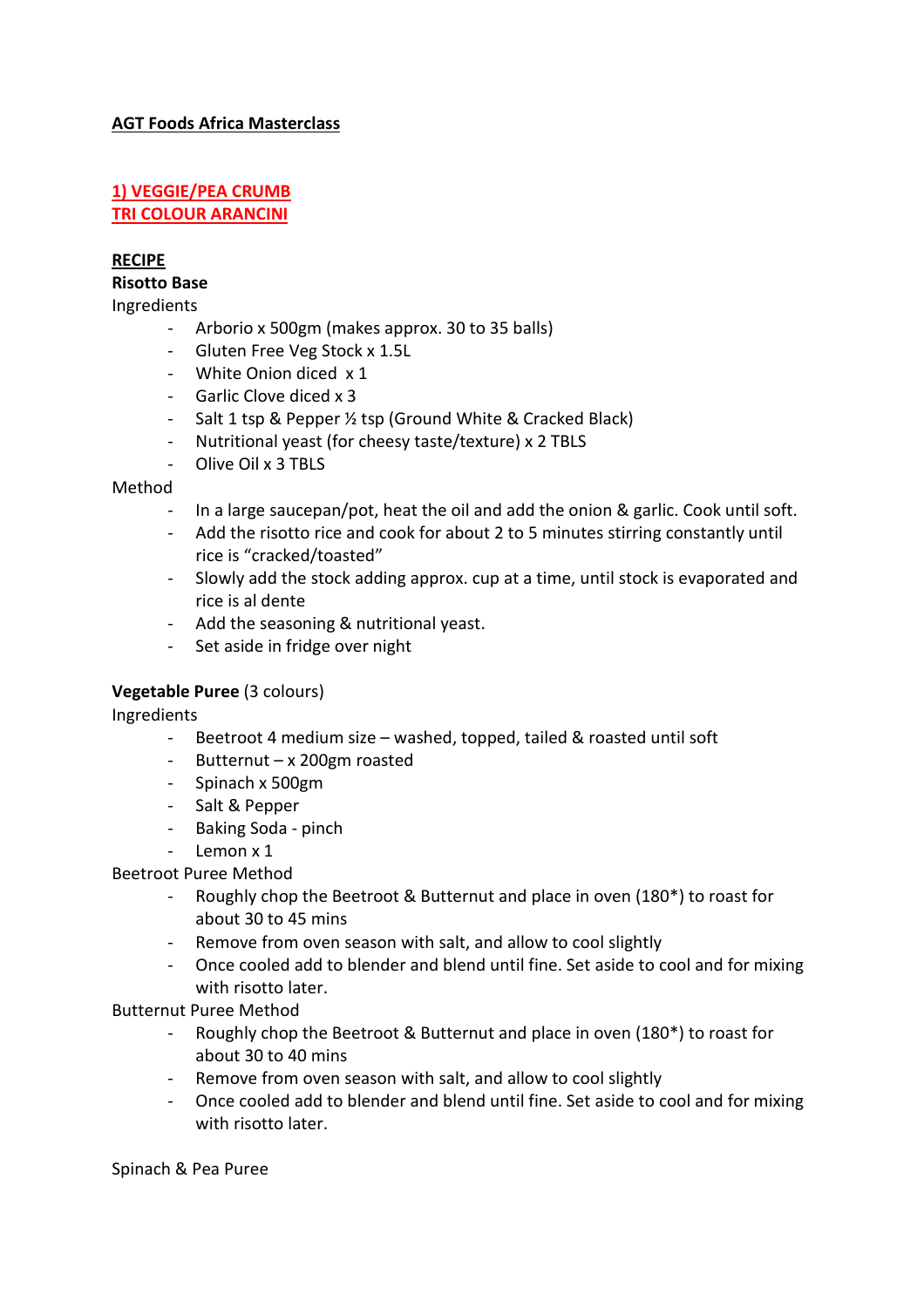**AGT Foods Africa Masterclass**

## 1) VEGGIE/PEA CRUMB
## TRI COLOUR ARANCINI

**RECIPE**

**Risotto Base**

Ingredients

- Arborio x 500gm (makes approx. 30 to 35 balls)
- Gluten Free Veg Stock x 1.5L
- White Onion diced x 1
- Garlic Clove diced x 3
- Salt 1 tsp & Pepper ½ tsp (Ground White & Cracked Black)
- Nutritional yeast (for cheesy taste/texture) x 2 TBLS
- Olive Oil x 3 TBLS

Method

- In a large saucepan/pot, heat the oil and add the onion & garlic. Cook until soft.
- Add the risotto rice and cook for about 2 to 5 minutes stirring constantly until rice is "cracked/toasted"
- Slowly add the stock adding approx. cup at a time, until stock is evaporated and rice is al dente
- Add the seasoning & nutritional yeast.
- Set aside in fridge over night

**Vegetable Puree** (3 colours)

Ingredients

- Beetroot 4 medium size – washed, topped, tailed & roasted until soft
- Butternut – x 200gm roasted
- Spinach x 500gm
- Salt & Pepper
- Baking Soda - pinch
- Lemon x 1

Beetroot Puree Method

- Roughly chop the Beetroot & Butternut and place in oven (180*) to roast for about 30 to 45 mins
- Remove from oven season with salt, and allow to cool slightly
- Once cooled add to blender and blend until fine. Set aside to cool and for mixing with risotto later.

Butternut Puree Method

- Roughly chop the Beetroot & Butternut and place in oven (180*) to roast for about 30 to 40 mins
- Remove from oven season with salt, and allow to cool slightly
- Once cooled add to blender and blend until fine. Set aside to cool and for mixing with risotto later.

Spinach & Pea Puree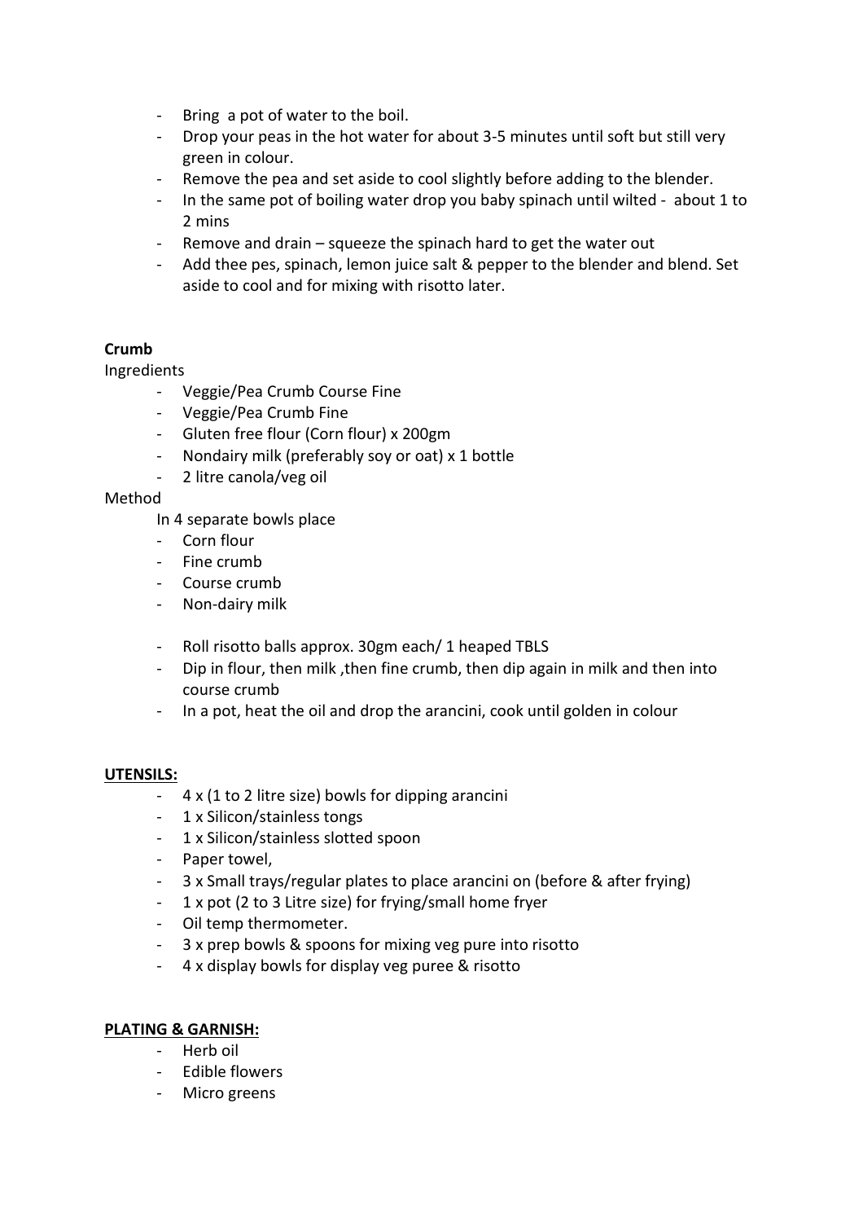- Bring  a pot of water to the boil.
- Drop your peas in the hot water for about 3-5 minutes until soft but still very green in colour.
- Remove the pea and set aside to cool slightly before adding to the blender.
- In the same pot of boiling water drop you baby spinach until wilted -  about 1 to 2 mins
- Remove and drain – squeeze the spinach hard to get the water out
- Add thee pes, spinach, lemon juice salt & pepper to the blender and blend. Set aside to cool and for mixing with risotto later.

**Crumb**

Ingredients

- Veggie/Pea Crumb Course Fine
- Veggie/Pea Crumb Fine
- Gluten free flour (Corn flour) x 200gm
- Nondairy milk (preferably soy or oat) x 1 bottle
- 2 litre canola/veg oil

Method

In 4 separate bowls place

- Corn flour
- Fine crumb
- Course crumb
- Non-dairy milk

- Roll risotto balls approx. 30gm each/ 1 heaped TBLS
- Dip in flour, then milk ,then fine crumb, then dip again in milk and then into course crumb
- In a pot, heat the oil and drop the arancini, cook until golden in colour

**UTENSILS:**

- 4 x (1 to 2 litre size) bowls for dipping arancini
- 1 x Silicon/stainless tongs
- 1 x Silicon/stainless slotted spoon
- Paper towel,
- 3 x Small trays/regular plates to place arancini on (before & after frying)
- 1 x pot (2 to 3 Litre size) for frying/small home fryer
- Oil temp thermometer.
- 3 x prep bowls & spoons for mixing veg pure into risotto
- 4 x display bowls for display veg puree & risotto

**PLATING & GARNISH:**

- Herb oil
- Edible flowers
- Micro greens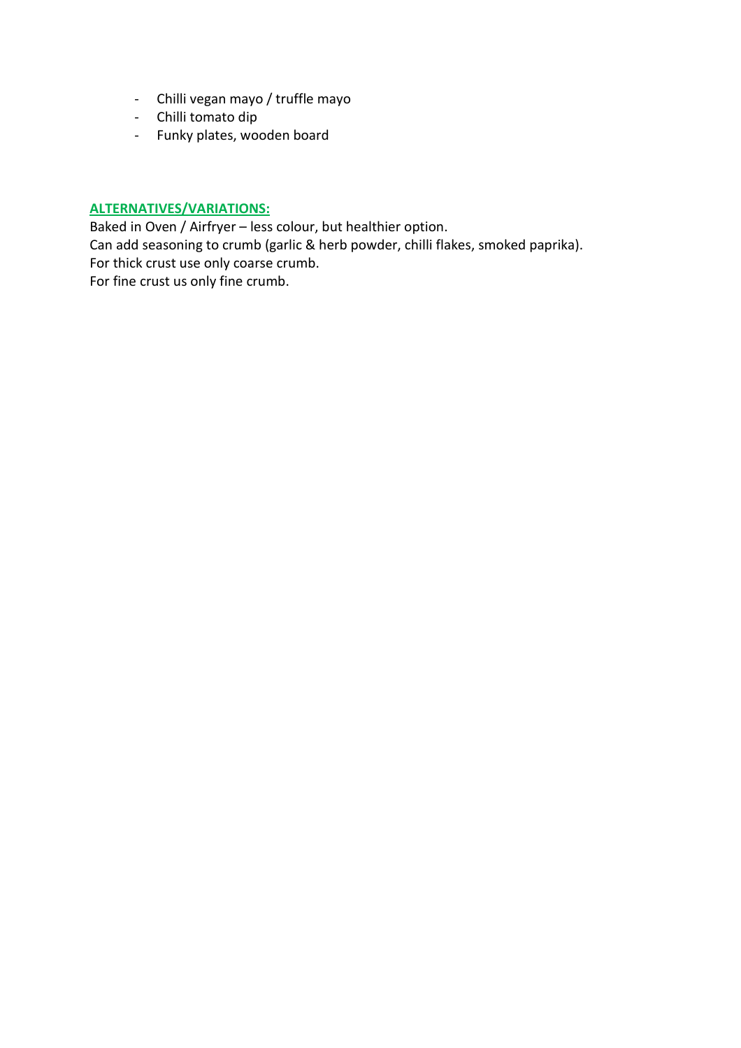- Chilli vegan mayo / truffle mayo
- Chilli tomato dip
- Funky plates, wooden board

**ALTERNATIVES/VARIATIONS:**

Baked in Oven / Airfryer – less colour, but healthier option.
Can add seasoning to crumb (garlic & herb powder, chilli flakes, smoked paprika).
For thick crust use only coarse crumb.
For fine crust us only fine crumb.